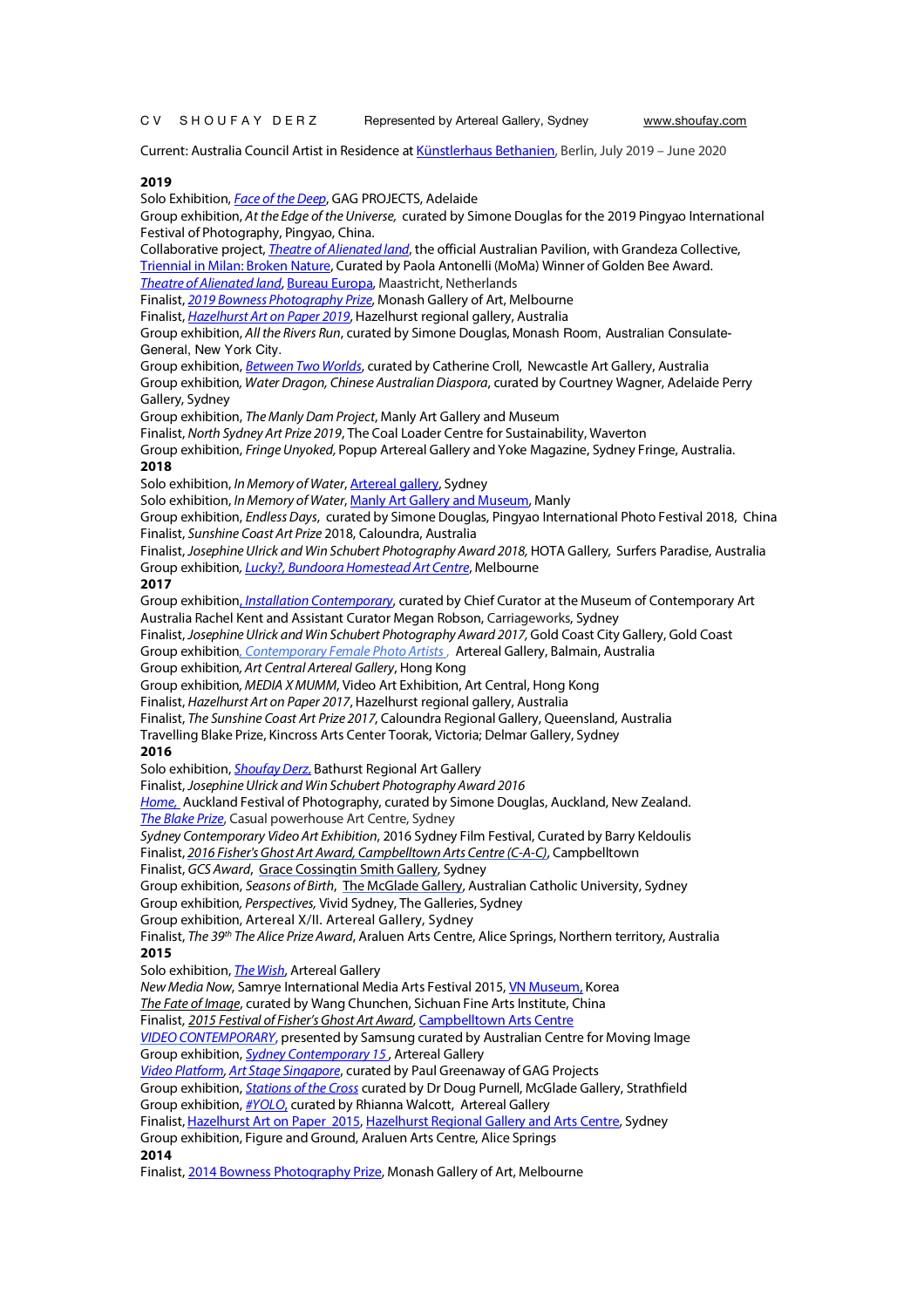C V S H O U F A Y D E R Z Represented by Artereal Gallery, Sydney www.shoufay.com

Current: Australia Council Artist in Residence at Künstlerhaus Bethanien, Berlin, July 2019 – June 2020

**2019**

Solo Exhibition, *Face of the Deep*, GAG PROJECTS, Adelaide
Group exhibition, *At the Edge of the Universe,* curated by Simone Douglas for the 2019 Pingyao International Festival of Photography, Pingyao, China.
Collaborative project, *Theatre of Alienated land*, the official Australian Pavilion, with Grandeza Collective, Triennial in Milan: Broken Nature, Curated by Paola Antonelli (MoMa) Winner of Golden Bee Award.
*Theatre of Alienated land*, Bureau Europa, Maastricht, Netherlands
Finalist, *2019 Bowness Photography Prize*, Monash Gallery of Art, Melbourne
Finalist, *Hazelhurst Art on Paper 2019*, Hazelhurst regional gallery, Australia
Group exhibition, *All the Rivers Run*, curated by Simone Douglas, Monash Room, Australian Consulate-General, New York City.
Group exhibition, *Between Two Worlds*, curated by Catherine Croll, Newcastle Art Gallery, Australia
Group exhibition, *Water Dragon, Chinese Australian Diaspora*, curated by Courtney Wagner, Adelaide Perry Gallery, Sydney
Group exhibition, *The Manly Dam Project*, Manly Art Gallery and Museum
Finalist, *North Sydney Art Prize 2019*, The Coal Loader Centre for Sustainability, Waverton
Group exhibition, *Fringe Unyoked*, Popup Artereal Gallery and Yoke Magazine, Sydney Fringe, Australia.

**2018**

Solo exhibition, *In Memory of Water*, Artereal gallery, Sydney
Solo exhibition, *In Memory of Water*, Manly Art Gallery and Museum, Manly
Group exhibition, *Endless Days*, curated by Simone Douglas, Pingyao International Photo Festival 2018, China
Finalist, *Sunshine Coast Art Prize* 2018, Caloundra, Australia
Finalist, *Josephine Ulrick and Win Schubert Photography Award 2018*, HOTA Gallery, Surfers Paradise, Australia
Group exhibition, *Lucky?, Bundoora Homestead Art Centre*, Melbourne

**2017**

Group exhibition, *Installation Contemporary*, curated by Chief Curator at the Museum of Contemporary Art Australia Rachel Kent and Assistant Curator Megan Robson, Carriageworks, Sydney
Finalist, *Josephine Ulrick and Win Schubert Photography Award 2017*, Gold Coast City Gallery, Gold Coast
Group exhibition, *Contemporary Female Photo Artists* , Artereal Gallery, Balmain, Australia
Group exhibition, *Art Central Arteral Gallery*, Hong Kong
Group exhibition, *MEDIA X MUMM*, Video Art Exhibition, Art Central, Hong Kong
Finalist, *Hazelhurst Art on Paper 2017*, Hazelhurst regional gallery, Australia
Finalist, *The Sunshine Coast Art Prize 2017*, Caloundra Regional Gallery, Queensland, Australia
Travelling Blake Prize, Kincross Arts Center Toorak, Victoria; Delmar Gallery, Sydney

**2016**

Solo exhibition, *Shoufay Derz*, Bathurst Regional Art Gallery
Finalist, *Josephine Ulrick and Win Schubert Photography Award 2016*
*Home*, Auckland Festival of Photography, curated by Simone Douglas, Auckland, New Zealand.
*The Blake Prize*, Casual powerhouse Art Centre, Sydney
*Sydney Contemporary Video Art Exhibition*, 2016 Sydney Film Festival, Curated by Barry Keldoulis
Finalist, *2016 Fisher's Ghost Art Award, Campbelltown Arts Centre (C-A-C)*, Campbelltown
Finalist, *GCS Award*, Grace Cossingtin Smith Gallery, Sydney
Group exhibition, *Seasons of Birth*, The McGlade Gallery, Australian Catholic University, Sydney
Group exhibition, *Perspectives*, Vivid Sydney, The Galleries, Sydney
Group exhibition, Artereal X/II. Artereal Gallery, Sydney
Finalist, *The 39th The Alice Prize Award*, Araluen Arts Centre, Alice Springs, Northern territory, Australia

**2015**

Solo exhibition, *The Wish*, Artereal Gallery
*New Media Now*, Samrye International Media Arts Festival 2015, VN Museum, Korea
*The Fate of Image*, curated by Wang Chunchen, Sichuan Fine Arts Institute, China
Finalist, *2015 Festival of Fisher's Ghost Art Award*, Campbelltown Arts Centre
*VIDEO CONTEMPORARY*, presented by Samsung curated by Australian Centre for Moving Image
Group exhibition, *Sydney Contemporary 15* , Artereal Gallery
*Video Platform*, *Art Stage Singapore*, curated by Paul Greenaway of GAG Projects
Group exhibition, *Stations of the Cross* curated by Dr Doug Purnell, McGlade Gallery, Strathfield
Group exhibition, *#YOLO*, curated by Rhianna Walcott, Artereal Gallery
Finalist, Hazelhurst Art on Paper 2015, Hazelhurst Regional Gallery and Arts Centre, Sydney
Group exhibition, Figure and Ground, Araluen Arts Centre, Alice Springs

**2014**

Finalist, 2014 Bowness Photography Prize, Monash Gallery of Art, Melbourne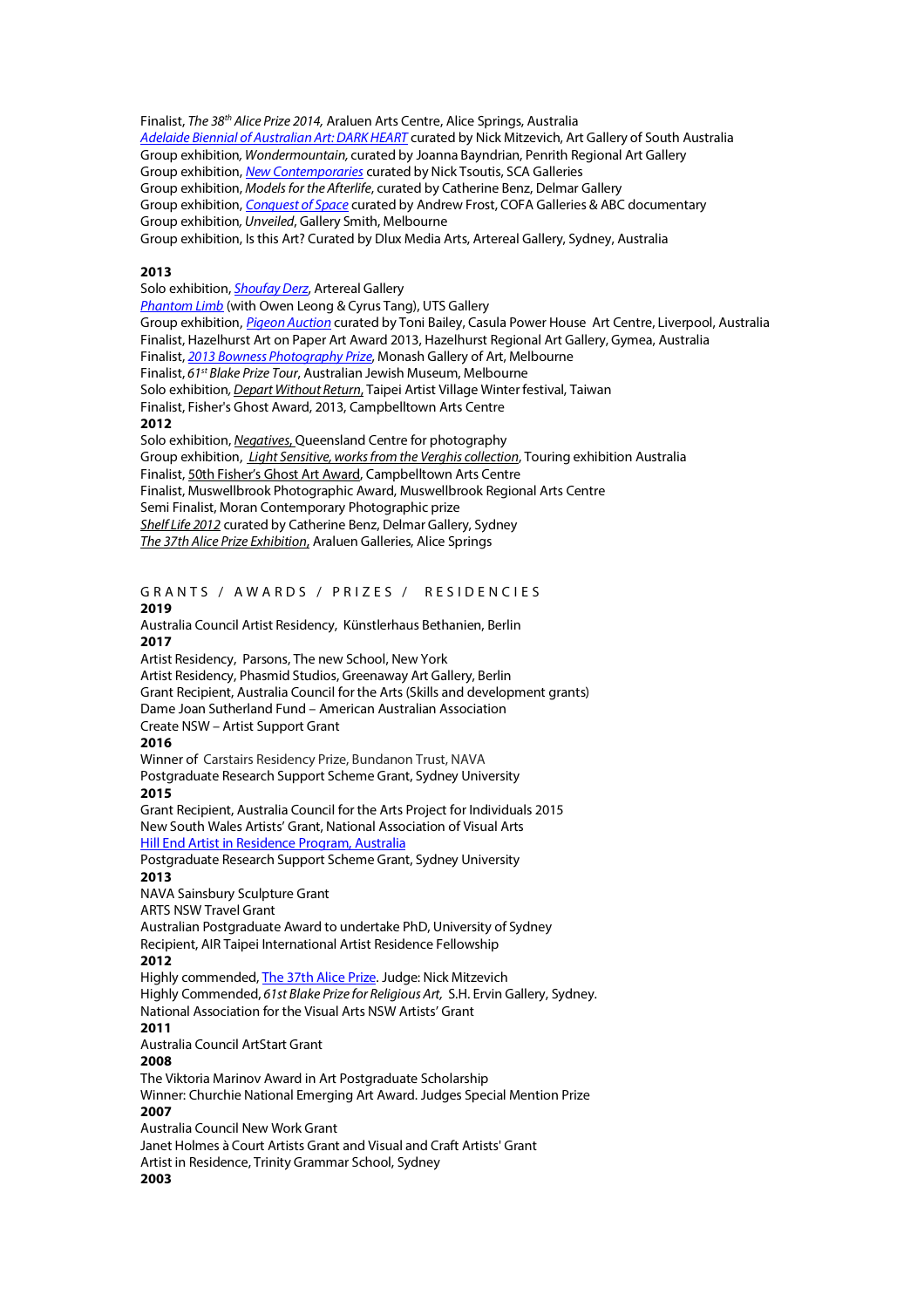Finalist, *The 38th Alice Prize 2014,* Araluen Arts Centre, Alice Springs, Australia
*Adelaide Biennial of Australian Art: DARK HEART* curated by Nick Mitzevich, Art Gallery of South Australia
Group exhibition, *Wondermountain*, curated by Joanna Bayndrian, Penrith Regional Art Gallery
Group exhibition, *New Contemporaries* curated by Nick Tsoutis, SCA Galleries
Group exhibition, *Models for the Afterlife*, curated by Catherine Benz, Delmar Gallery
Group exhibition, *Conquest of Space* curated by Andrew Frost, COFA Galleries & ABC documentary
Group exhibition, *Unveiled*, Gallery Smith, Melbourne
Group exhibition, Is this Art? Curated by Dlux Media Arts, Artereal Gallery, Sydney, Australia

**2013**
Solo exhibition, *Shoufay Derz*, Artereal Gallery
*Phantom Limb* (with Owen Leong & Cyrus Tang), UTS Gallery
Group exhibition, *Pigeon Auction* curated by Toni Bailey, Casula Power House Art Centre, Liverpool, Australia
Finalist, Hazelhurst Art on Paper Art Award 2013, Hazelhurst Regional Art Gallery, Gymea, Australia
Finalist, *2013 Bowness Photography Prize*, Monash Gallery of Art, Melbourne
Finalist, *61st Blake Prize Tour*, Australian Jewish Museum, Melbourne
Solo exhibition, *Depart Without Return*, Taipei Artist Village Winter festival, Taiwan
Finalist, Fisher's Ghost Award, 2013, Campbelltown Arts Centre
**2012**
Solo exhibition, *Negatives*, Queensland Centre for photography
Group exhibition, *Light Sensitive, works from the Verghis collection*, Touring exhibition Australia
Finalist, 50th Fisher's Ghost Art Award, Campbelltown Arts Centre
Finalist, Muswellbrook Photographic Award, Muswellbrook Regional Arts Centre
Semi Finalist, Moran Contemporary Photographic prize
*Shelf Life 2012* curated by Catherine Benz, Delmar Gallery, Sydney
*The 37th Alice Prize Exhibition*, Araluen Galleries, Alice Springs

## G R A N T S / A W A R D S / P R I Z E S / R E S I D E N C I E S

**2019**
Australia Council Artist Residency, Künstlerhaus Bethanien, Berlin
**2017**
Artist Residency, Parsons, The new School, New York
Artist Residency, Phasmid Studios, Greenaway Art Gallery, Berlin
Grant Recipient, Australia Council for the Arts (Skills and development grants)
Dame Joan Sutherland Fund – American Australian Association
Create NSW – Artist Support Grant
**2016**
Winner of Carstairs Residency Prize, Bundanon Trust, NAVA
Postgraduate Research Support Scheme Grant, Sydney University
**2015**
Grant Recipient, Australia Council for the Arts Project for Individuals 2015
New South Wales Artists' Grant, National Association of Visual Arts
Hill End Artist in Residence Program, Australia
Postgraduate Research Support Scheme Grant, Sydney University
**2013**
NAVA Sainsbury Sculpture Grant
ARTS NSW Travel Grant
Australian Postgraduate Award to undertake PhD, University of Sydney
Recipient, AIR Taipei International Artist Residence Fellowship
**2012**
Highly commended, The 37th Alice Prize. Judge: Nick Mitzevich
Highly Commended, *61st Blake Prize for Religious Art,* S.H. Ervin Gallery, Sydney.
National Association for the Visual Arts NSW Artists' Grant
**2011**
Australia Council ArtStart Grant
**2008**
The Viktoria Marinov Award in Art Postgraduate Scholarship
Winner: Churchie National Emerging Art Award. Judges Special Mention Prize
**2007**
Australia Council New Work Grant
Janet Holmes à Court Artists Grant and Visual and Craft Artists' Grant
Artist in Residence, Trinity Grammar School, Sydney
**2003**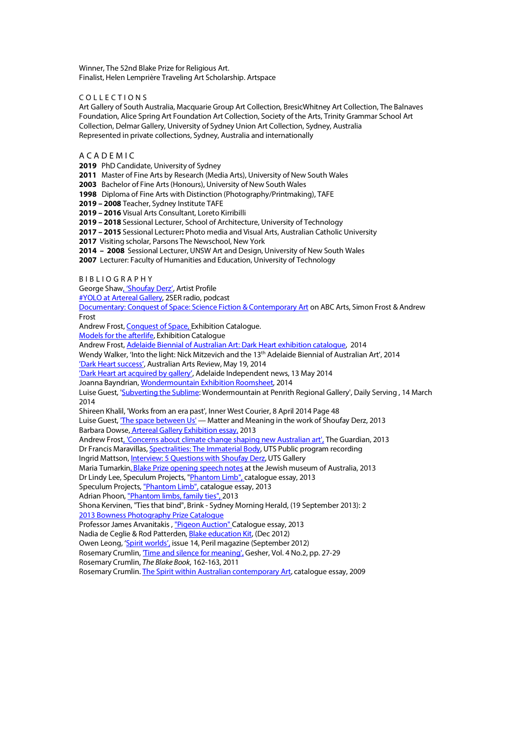Winner, The 52nd Blake Prize for Religious Art.
Finalist, Helen Lemprière Traveling Art Scholarship. Artspace

## C O L L E C T I O N S

Art Gallery of South Australia, Macquarie Group Art Collection, BresicWhitney Art Collection, The Balnaves Foundation, Alice Spring Art Foundation Art Collection, Society of the Arts, Trinity Grammar School Art Collection, Delmar Gallery, University of Sydney Union Art Collection, Sydney, Australia
Represented in private collections, Sydney, Australia and internationally

## A C A D E M I C

**2019** PhD Candidate, University of Sydney
**2011** Master of Fine Arts by Research (Media Arts), University of New South Wales
**2003** Bachelor of Fine Arts (Honours), University of New South Wales
**1998** Diploma of Fine Arts (Photography/Printmaking), TAFE
**2019 – 2008** Teacher, Sydney Institute TAFE
**2019 – 2016** Visual Arts Consultant, Loreto Kirribilli
**2019 – 2018** Sessional Lecturer, School of Architecture, University of Technology
**2017 – 2015** Sessional Lecturer**:** Photo media and Visual Arts, Australian Catholic University
**2017** Visiting scholar, Parsons The Newschool, New York
**2014 – 2008** Sessional Lecturer, UNSW Art and Design, University of New South Wales
**2007** Lecturer: Faculty of Humanities and Education, University of Technology

## B I B L I O G R A P H Y

George Shaw, 'Shoufay Derz', Artist Profile
#YOLO at Artereal Gallery, 2SER radio, podcast
Documentary: Conquest of Space: Science Fiction & Contemporary Art on ABC Arts, Simon Frost & Andrew Frost
Andrew Frost, Conquest of Space, Exhibition Catalogue.
Models for the afterlife, Exhibition Catalogue
Andrew Frost, Adelaide Biennial of Australian Art: Dark Heart exhibition catalogue, 2014
Wendy Walker, 'Into the light: Nick Mitzevich and the 13th Adelaide Biennial of Australian Art', 2014
'Dark Heart success', Australian Arts Review, May 19, 2014
'Dark Heart art acquired by gallery', Adelaide Independent news, 13 May 2014
Joanna Bayndrian, Wondermountain Exhibition Roomsheet, 2014
Luise Guest, 'Subverting the Sublime: Wondermountain at Penrith Regional Gallery', Daily Serving , 14 March 2014
Shireen Khalil, 'Works from an era past', Inner West Courier, 8 April 2014 Page 48
Luise Guest, 'The space between Us' — Matter and Meaning in the work of Shoufay Derz, 2013
Barbara Dowse, Arteral Gallery Exhibition essay, 2013
Andrew Frost, 'Concerns about climate change shaping new Australian art', The Guardian, 2013
Dr Francis Maravillas, Spectralities: The Immaterial Body, UTS Public program recording
Ingrid Mattson, Interview: 5 Questions with Shoufay Derz, UTS Gallery
Maria Tumarkin, Blake Prize opening speech notes at the Jewish museum of Australia, 2013
Dr Lindy Lee, Speculum Projects, "Phantom Limb", catalogue essay, 2013
Speculum Projects, "Phantom Limb", catalogue essay, 2013
Adrian Phoon, "Phantom limbs, family ties", 2013
Shona Kervinen, "Ties that bind", Brink - Sydney Morning Herald, (19 September 2013): 2
2013 Bowness Photography Prize Catalogue
Professor James Arvanitakis , "Pigeon Auction" Catalogue essay, 2013
Nadia de Ceglie & Rod Patterden, Blake education Kit, (Dec 2012)
Owen Leong, 'Spirit worlds', issue 14, Peril magazine (September 2012)
Rosemary Crumlin, 'Time and silence for meaning', Gesher, Vol. 4 No.2, pp. 27-29
Rosemary Crumlin, *The Blake Book*, 162-163, 2011
Rosemary Crumlin. The Spirit within Australian contemporary Art, catalogue essay, 2009